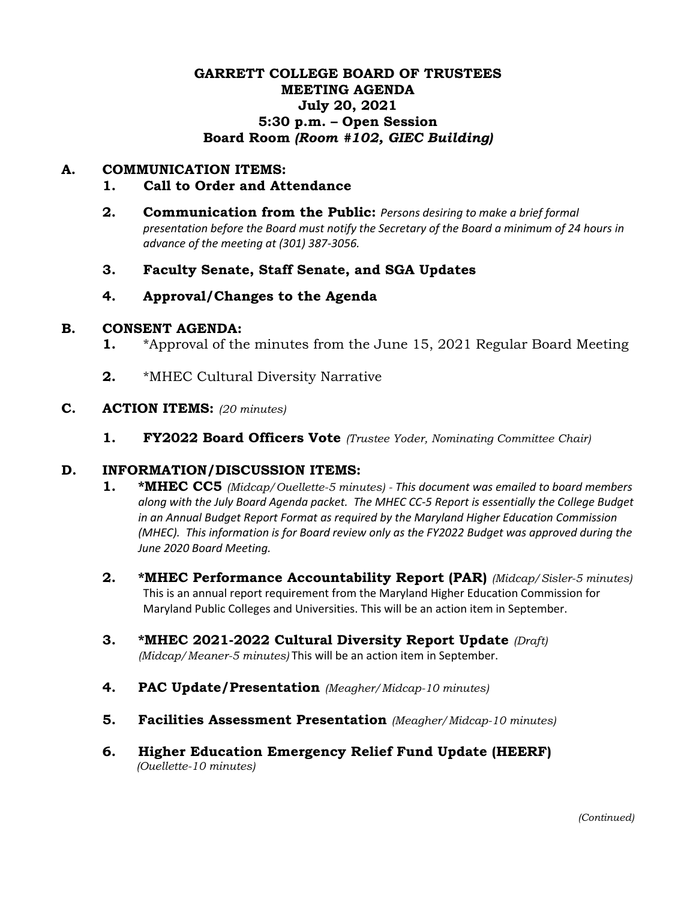# GARRETT COLLEGE BOARD OF TRUSTEES
## MEETING AGENDA
## July 20, 2021
## 5:30 p.m. – Open Session
## Board Room *(Room #102, GIEC Building)*

### A. COMMUNICATION ITEMS:

1. **Call to Order and Attendance**
2. **Communication from the Public:** *Persons desiring to make a brief formal presentation before the Board must notify the Secretary of the Board a minimum of 24 hours in advance of the meeting at (301) 387-3056.*
3. **Faculty Senate, Staff Senate, and SGA Updates**
4. **Approval/Changes to the Agenda**

### B. CONSENT AGENDA:

1. *Approval of the minutes from the June 15, 2021 Regular Board Meeting
2. *MHEC Cultural Diversity Narrative

### C. ACTION ITEMS: *(20 minutes)*

1. **FY2022 Board Officers Vote** *(Trustee Yoder, Nominating Committee Chair)*

### D. INFORMATION/DISCUSSION ITEMS:

1. **\*MHEC CC5** *(Midcap/Ouellette-5 minutes) - This document was emailed to board members along with the July Board Agenda packet. The MHEC CC-5 Report is essentially the College Budget in an Annual Budget Report Format as required by the Maryland Higher Education Commission (MHEC). This information is for Board review only as the FY2022 Budget was approved during the June 2020 Board Meeting.*
2. **\*MHEC Performance Accountability Report (PAR)** *(Midcap/Sisler-5 minutes)* This is an annual report requirement from the Maryland Higher Education Commission for Maryland Public Colleges and Universities. This will be an action item in September.
3. **\*MHEC 2021-2022 Cultural Diversity Report Update** *(Draft) (Midcap/Meaner-5 minutes)* This will be an action item in September.
4. **PAC Update/Presentation** *(Meagher/Midcap-10 minutes)*
5. **Facilities Assessment Presentation** *(Meagher/Midcap-10 minutes)*
6. **Higher Education Emergency Relief Fund Update (HEERF)** *(Ouellette-10 minutes)*

*(Continued)*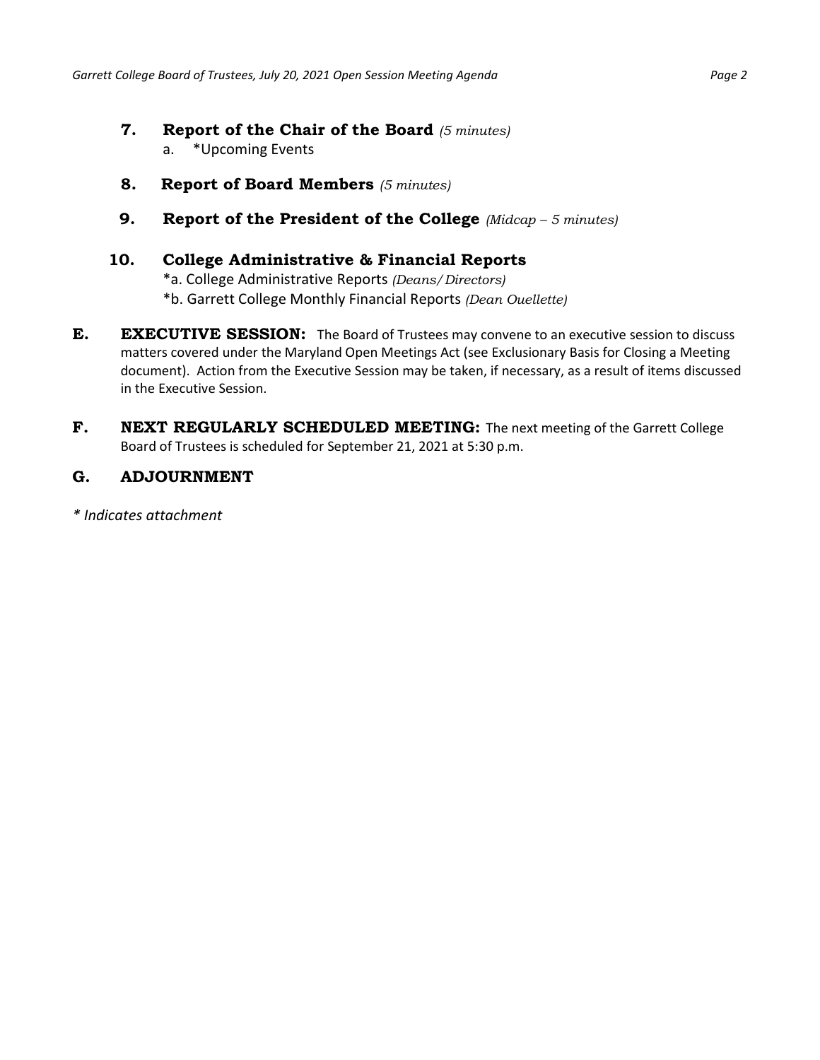**7. Report of the Chair of the Board** *(5 minutes)*

a. *Upcoming Events

**8. Report of Board Members** *(5 minutes)*

**9. Report of the President of the College** *(Midcap – 5 minutes)*

**10. College Administrative & Financial Reports**

*a. College Administrative Reports *(Deans/ Directors)*

*b. Garrett College Monthly Financial Reports *(Dean Ouellette)*

**E. EXECUTIVE SESSION:** The Board of Trustees may convene to an executive session to discuss matters covered under the Maryland Open Meetings Act (see Exclusionary Basis for Closing a Meeting document). Action from the Executive Session may be taken, if necessary, as a result of items discussed in the Executive Session.

**F. NEXT REGULARLY SCHEDULED MEETING:** The next meeting of the Garrett College Board of Trustees is scheduled for September 21, 2021 at 5:30 p.m.

**G. ADJOURNMENT**

*\* Indicates attachment*